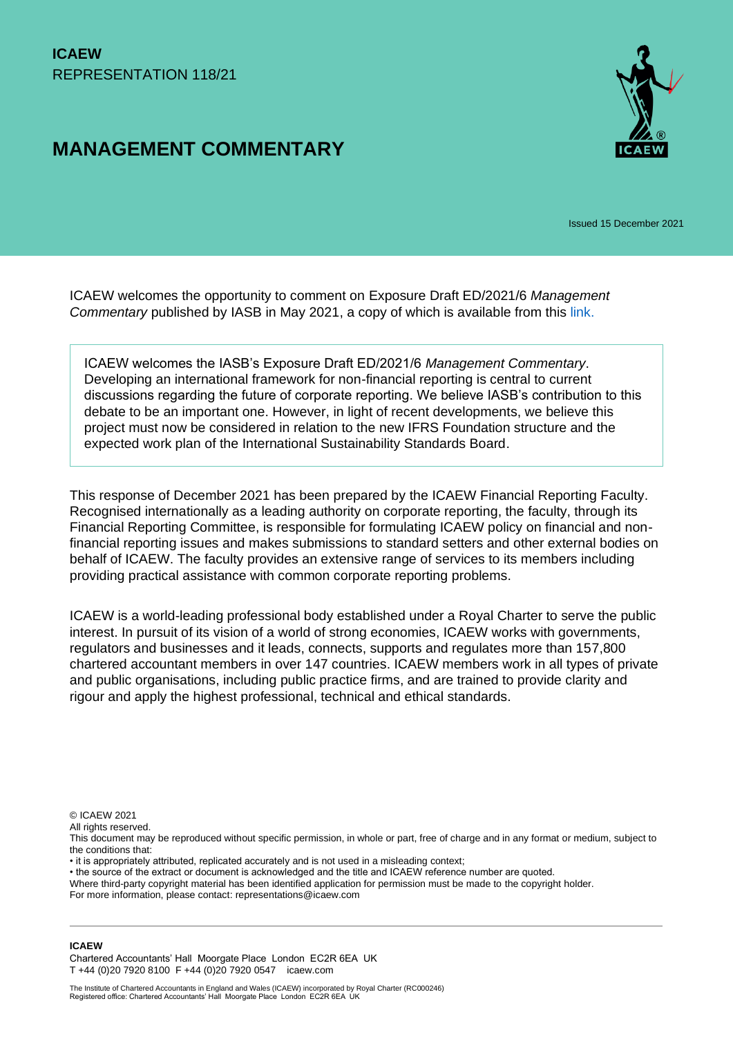**ICAEW**
REPRESENTATION 118/21

# MANAGEMENT COMMENTARY

Issued 15 December 2021

ICAEW welcomes the opportunity to comment on Exposure Draft ED/2021/6 *Management Commentary* published by IASB in May 2021, a copy of which is available from this link.

> ICAEW welcomes the IASB's Exposure Draft ED/2021/6 *Management Commentary*. Developing an international framework for non-financial reporting is central to current discussions regarding the future of corporate reporting. We believe IASB's contribution to this debate to be an important one. However, in light of recent developments, we believe this project must now be considered in relation to the new IFRS Foundation structure and the expected work plan of the International Sustainability Standards Board.

This response of December 2021 has been prepared by the ICAEW Financial Reporting Faculty. Recognised internationally as a leading authority on corporate reporting, the faculty, through its Financial Reporting Committee, is responsible for formulating ICAEW policy on financial and non-financial reporting issues and makes submissions to standard setters and other external bodies on behalf of ICAEW. The faculty provides an extensive range of services to its members including providing practical assistance with common corporate reporting problems.

ICAEW is a world-leading professional body established under a Royal Charter to serve the public interest. In pursuit of its vision of a world of strong economies, ICAEW works with governments, regulators and businesses and it leads, connects, supports and regulates more than 157,800 chartered accountant members in over 147 countries. ICAEW members work in all types of private and public organisations, including public practice firms, and are trained to provide clarity and rigour and apply the highest professional, technical and ethical standards.

© ICAEW 2021
All rights reserved.
This document may be reproduced without specific permission, in whole or part, free of charge and in any format or medium, subject to the conditions that:
• it is appropriately attributed, replicated accurately and is not used in a misleading context;
• the source of the extract or document is acknowledged and the title and ICAEW reference number are quoted.
Where third-party copyright material has been identified application for permission must be made to the copyright holder.
For more information, please contact: representations@icaew.com

**ICAEW**
Chartered Accountants' Hall Moorgate Place London EC2R 6EA UK
T +44 (0)20 7920 8100 F +44 (0)20 7920 0547 icaew.com

The Institute of Chartered Accountants in England and Wales (ICAEW) incorporated by Royal Charter (RC000246)
Registered office: Chartered Accountants' Hall Moorgate Place London EC2R 6EA UK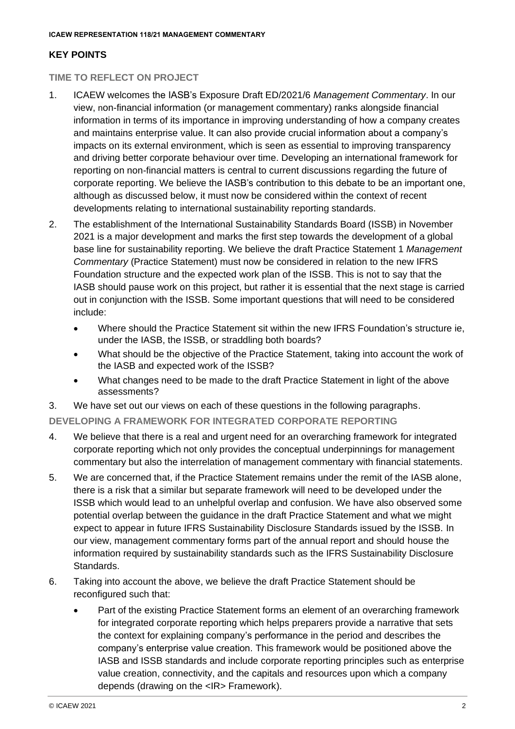## KEY POINTS

### TIME TO REFLECT ON PROJECT

1. ICAEW welcomes the IASB's Exposure Draft ED/2021/6 *Management Commentary*. In our view, non-financial information (or management commentary) ranks alongside financial information in terms of its importance in improving understanding of how a company creates and maintains enterprise value. It can also provide crucial information about a company's impacts on its external environment, which is seen as essential to improving transparency and driving better corporate behaviour over time. Developing an international framework for reporting on non-financial matters is central to current discussions regarding the future of corporate reporting. We believe the IASB's contribution to this debate to be an important one, although as discussed below, it must now be considered within the context of recent developments relating to international sustainability reporting standards.

2. The establishment of the International Sustainability Standards Board (ISSB) in November 2021 is a major development and marks the first step towards the development of a global base line for sustainability reporting. We believe the draft Practice Statement 1 *Management Commentary* (Practice Statement) must now be considered in relation to the new IFRS Foundation structure and the expected work plan of the ISSB. This is not to say that the IASB should pause work on this project, but rather it is essential that the next stage is carried out in conjunction with the ISSB. Some important questions that will need to be considered include:
   - Where should the Practice Statement sit within the new IFRS Foundation's structure ie, under the IASB, the ISSB, or straddling both boards?
   - What should be the objective of the Practice Statement, taking into account the work of the IASB and expected work of the ISSB?
   - What changes need to be made to the draft Practice Statement in light of the above assessments?

3. We have set out our views on each of these questions in the following paragraphs.

### DEVELOPING A FRAMEWORK FOR INTEGRATED CORPORATE REPORTING

4. We believe that there is a real and urgent need for an overarching framework for integrated corporate reporting which not only provides the conceptual underpinnings for management commentary but also the interrelation of management commentary with financial statements.

5. We are concerned that, if the Practice Statement remains under the remit of the IASB alone, there is a risk that a similar but separate framework will need to be developed under the ISSB which would lead to an unhelpful overlap and confusion. We have also observed some potential overlap between the guidance in the draft Practice Statement and what we might expect to appear in future IFRS Sustainability Disclosure Standards issued by the ISSB. In our view, management commentary forms part of the annual report and should house the information required by sustainability standards such as the IFRS Sustainability Disclosure Standards.

6. Taking into account the above, we believe the draft Practice Statement should be reconfigured such that:
   - Part of the existing Practice Statement forms an element of an overarching framework for integrated corporate reporting which helps preparers provide a narrative that sets the context for explaining company's performance in the period and describes the company's enterprise value creation. This framework would be positioned above the IASB and ISSB standards and include corporate reporting principles such as enterprise value creation, connectivity, and the capitals and resources upon which a company depends (drawing on the <IR> Framework).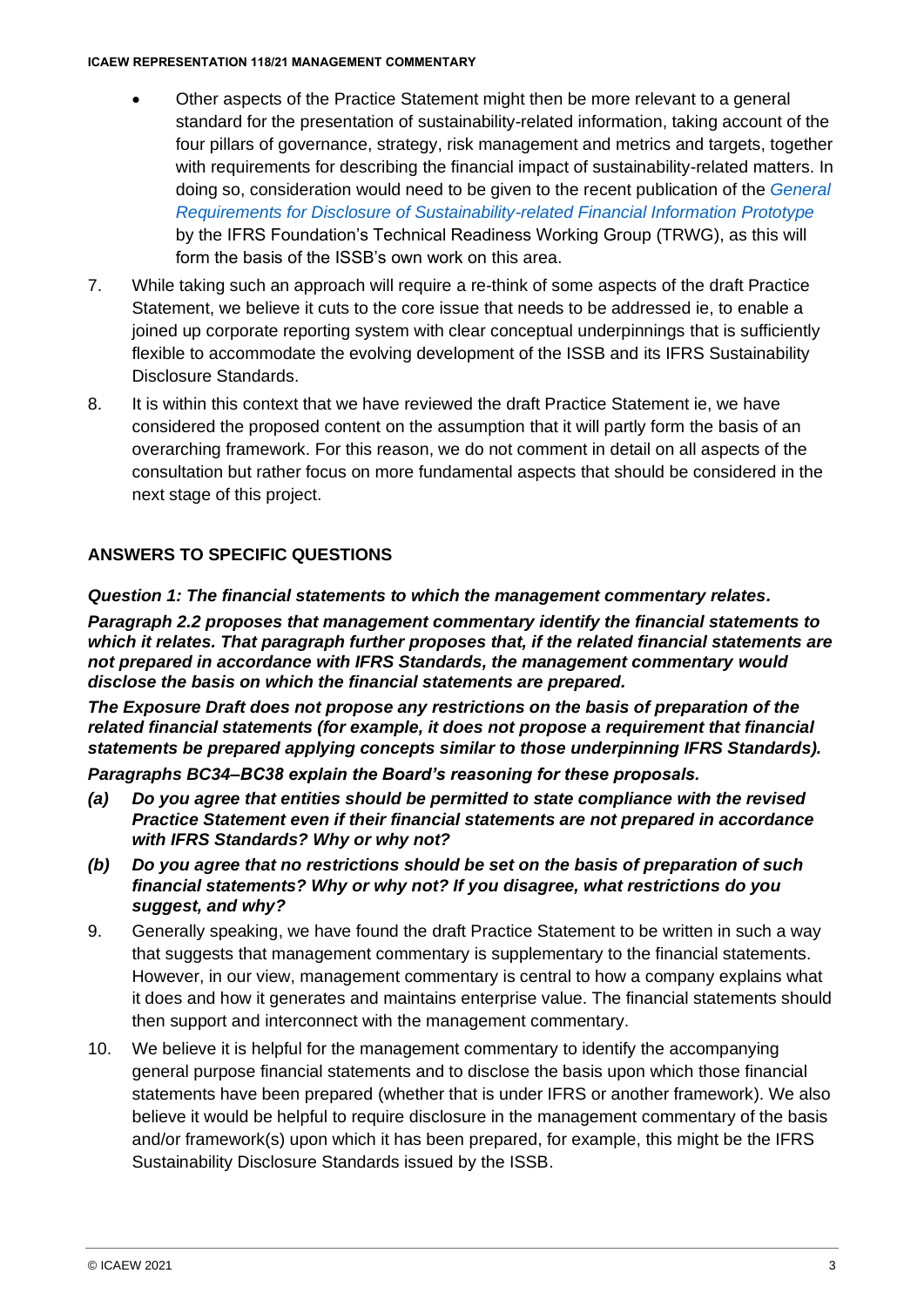- Other aspects of the Practice Statement might then be more relevant to a general standard for the presentation of sustainability-related information, taking account of the four pillars of governance, strategy, risk management and metrics and targets, together with requirements for describing the financial impact of sustainability-related matters. In doing so, consideration would need to be given to the recent publication of the *General Requirements for Disclosure of Sustainability-related Financial Information Prototype* by the IFRS Foundation's Technical Readiness Working Group (TRWG), as this will form the basis of the ISSB's own work on this area.

7. While taking such an approach will require a re-think of some aspects of the draft Practice Statement, we believe it cuts to the core issue that needs to be addressed ie, to enable a joined up corporate reporting system with clear conceptual underpinnings that is sufficiently flexible to accommodate the evolving development of the ISSB and its IFRS Sustainability Disclosure Standards.

8. It is within this context that we have reviewed the draft Practice Statement ie, we have considered the proposed content on the assumption that it will partly form the basis of an overarching framework. For this reason, we do not comment in detail on all aspects of the consultation but rather focus on more fundamental aspects that should be considered in the next stage of this project.

## ANSWERS TO SPECIFIC QUESTIONS

***Question 1: The financial statements to which the management commentary relates.***

***Paragraph 2.2 proposes that management commentary identify the financial statements to which it relates. That paragraph further proposes that, if the related financial statements are not prepared in accordance with IFRS Standards, the management commentary would disclose the basis on which the financial statements are prepared.***

***The Exposure Draft does not propose any restrictions on the basis of preparation of the related financial statements (for example, it does not propose a requirement that financial statements be prepared applying concepts similar to those underpinning IFRS Standards).***

***Paragraphs BC34–BC38 explain the Board's reasoning for these proposals.***

***(a) Do you agree that entities should be permitted to state compliance with the revised Practice Statement even if their financial statements are not prepared in accordance with IFRS Standards? Why or why not?***

***(b) Do you agree that no restrictions should be set on the basis of preparation of such financial statements? Why or why not? If you disagree, what restrictions do you suggest, and why?***

9. Generally speaking, we have found the draft Practice Statement to be written in such a way that suggests that management commentary is supplementary to the financial statements. However, in our view, management commentary is central to how a company explains what it does and how it generates and maintains enterprise value. The financial statements should then support and interconnect with the management commentary.

10. We believe it is helpful for the management commentary to identify the accompanying general purpose financial statements and to disclose the basis upon which those financial statements have been prepared (whether that is under IFRS or another framework). We also believe it would be helpful to require disclosure in the management commentary of the basis and/or framework(s) upon which it has been prepared, for example, this might be the IFRS Sustainability Disclosure Standards issued by the ISSB.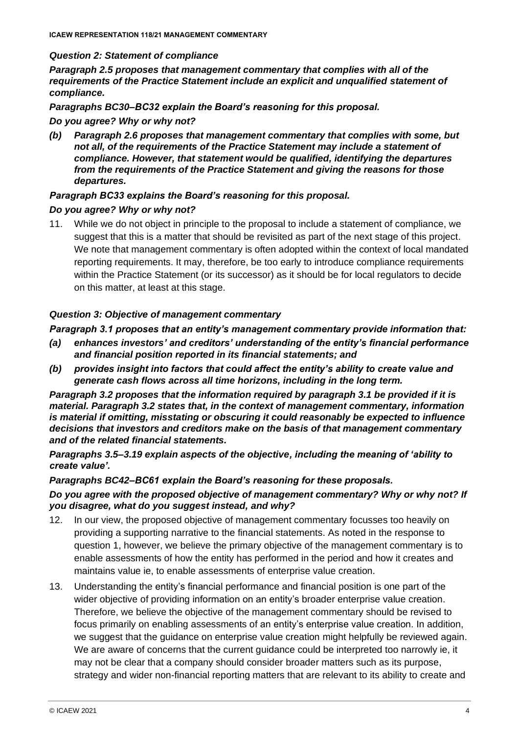### *Question 2: Statement of compliance*

***Paragraph 2.5 proposes that management commentary that complies with all of the requirements of the Practice Statement include an explicit and unqualified statement of compliance.***

***Paragraphs BC30–BC32 explain the Board's reasoning for this proposal.***

***Do you agree? Why or why not?***

***(b) Paragraph 2.6 proposes that management commentary that complies with some, but not all, of the requirements of the Practice Statement may include a statement of compliance. However, that statement would be qualified, identifying the departures from the requirements of the Practice Statement and giving the reasons for those departures.***

***Paragraph BC33 explains the Board's reasoning for this proposal.***

***Do you agree? Why or why not?***

11. While we do not object in principle to the proposal to include a statement of compliance, we suggest that this is a matter that should be revisited as part of the next stage of this project. We note that management commentary is often adopted within the context of local mandated reporting requirements. It may, therefore, be too early to introduce compliance requirements within the Practice Statement (or its successor) as it should be for local regulators to decide on this matter, at least at this stage.

### *Question 3: Objective of management commentary*

***Paragraph 3.1 proposes that an entity's management commentary provide information that:***

***(a) enhances investors' and creditors' understanding of the entity's financial performance and financial position reported in its financial statements; and***

***(b) provides insight into factors that could affect the entity's ability to create value and generate cash flows across all time horizons, including in the long term.***

***Paragraph 3.2 proposes that the information required by paragraph 3.1 be provided if it is material. Paragraph 3.2 states that, in the context of management commentary, information is material if omitting, misstating or obscuring it could reasonably be expected to influence decisions that investors and creditors make on the basis of that management commentary and of the related financial statements.***

***Paragraphs 3.5–3.19 explain aspects of the objective, including the meaning of 'ability to create value'.***

***Paragraphs BC42–BC61 explain the Board's reasoning for these proposals.***

***Do you agree with the proposed objective of management commentary? Why or why not? If you disagree, what do you suggest instead, and why?***

12. In our view, the proposed objective of management commentary focusses too heavily on providing a supporting narrative to the financial statements. As noted in the response to question 1, however, we believe the primary objective of the management commentary is to enable assessments of how the entity has performed in the period and how it creates and maintains value ie, to enable assessments of enterprise value creation.

13. Understanding the entity's financial performance and financial position is one part of the wider objective of providing information on an entity's broader enterprise value creation. Therefore, we believe the objective of the management commentary should be revised to focus primarily on enabling assessments of an entity's enterprise value creation. In addition, we suggest that the guidance on enterprise value creation might helpfully be reviewed again. We are aware of concerns that the current guidance could be interpreted too narrowly ie, it may not be clear that a company should consider broader matters such as its purpose, strategy and wider non-financial reporting matters that are relevant to its ability to create and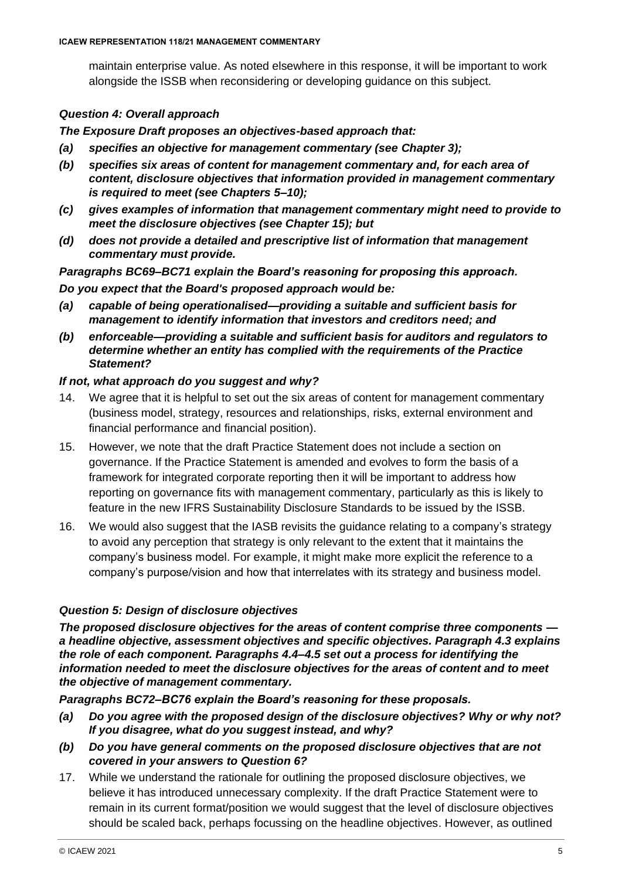maintain enterprise value. As noted elsewhere in this response, it will be important to work alongside the ISSB when reconsidering or developing guidance on this subject.

### *Question 4: Overall approach*

***The Exposure Draft proposes an objectives-based approach that:***

- ***(a) specifies an objective for management commentary (see Chapter 3);***
- ***(b) specifies six areas of content for management commentary and, for each area of content, disclosure objectives that information provided in management commentary is required to meet (see Chapters 5–10);***
- ***(c) gives examples of information that management commentary might need to provide to meet the disclosure objectives (see Chapter 15); but***
- ***(d) does not provide a detailed and prescriptive list of information that management commentary must provide.***

***Paragraphs BC69–BC71 explain the Board's reasoning for proposing this approach.***

***Do you expect that the Board's proposed approach would be:***

- ***(a) capable of being operationalised—providing a suitable and sufficient basis for management to identify information that investors and creditors need; and***
- ***(b) enforceable—providing a suitable and sufficient basis for auditors and regulators to determine whether an entity has complied with the requirements of the Practice Statement?***

***If not, what approach do you suggest and why?***

14. We agree that it is helpful to set out the six areas of content for management commentary (business model, strategy, resources and relationships, risks, external environment and financial performance and financial position).
15. However, we note that the draft Practice Statement does not include a section on governance. If the Practice Statement is amended and evolves to form the basis of a framework for integrated corporate reporting then it will be important to address how reporting on governance fits with management commentary, particularly as this is likely to feature in the new IFRS Sustainability Disclosure Standards to be issued by the ISSB.
16. We would also suggest that the IASB revisits the guidance relating to a company's strategy to avoid any perception that strategy is only relevant to the extent that it maintains the company's business model. For example, it might make more explicit the reference to a company's purpose/vision and how that interrelates with its strategy and business model.

### *Question 5: Design of disclosure objectives*

***The proposed disclosure objectives for the areas of content comprise three components — a headline objective, assessment objectives and specific objectives. Paragraph 4.3 explains the role of each component. Paragraphs 4.4–4.5 set out a process for identifying the information needed to meet the disclosure objectives for the areas of content and to meet the objective of management commentary.***

***Paragraphs BC72–BC76 explain the Board's reasoning for these proposals.***

- ***(a) Do you agree with the proposed design of the disclosure objectives? Why or why not? If you disagree, what do you suggest instead, and why?***
- ***(b) Do you have general comments on the proposed disclosure objectives that are not covered in your answers to Question 6?***

17. While we understand the rationale for outlining the proposed disclosure objectives, we believe it has introduced unnecessary complexity. If the draft Practice Statement were to remain in its current format/position we would suggest that the level of disclosure objectives should be scaled back, perhaps focussing on the headline objectives. However, as outlined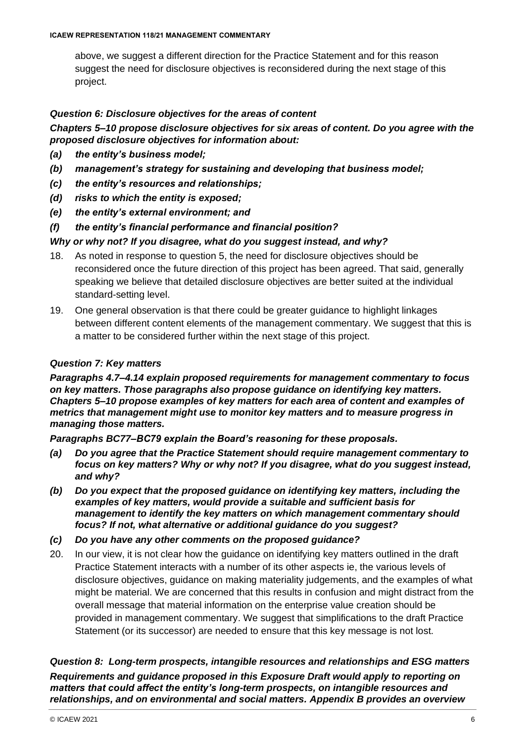above, we suggest a different direction for the Practice Statement and for this reason suggest the need for disclosure objectives is reconsidered during the next stage of this project.

### *Question 6: Disclosure objectives for the areas of content*

***Chapters 5–10 propose disclosure objectives for six areas of content. Do you agree with the proposed disclosure objectives for information about:***

- ***(a) the entity's business model;***
- ***(b) management's strategy for sustaining and developing that business model;***
- ***(c) the entity's resources and relationships;***
- ***(d) risks to which the entity is exposed;***
- ***(e) the entity's external environment; and***
- ***(f) the entity's financial performance and financial position?***

***Why or why not? If you disagree, what do you suggest instead, and why?***

18. As noted in response to question 5, the need for disclosure objectives should be reconsidered once the future direction of this project has been agreed. That said, generally speaking we believe that detailed disclosure objectives are better suited at the individual standard-setting level.

19. One general observation is that there could be greater guidance to highlight linkages between different content elements of the management commentary. We suggest that this is a matter to be considered further within the next stage of this project.

### *Question 7: Key matters*

***Paragraphs 4.7–4.14 explain proposed requirements for management commentary to focus on key matters. Those paragraphs also propose guidance on identifying key matters. Chapters 5–10 propose examples of key matters for each area of content and examples of metrics that management might use to monitor key matters and to measure progress in managing those matters.***

***Paragraphs BC77–BC79 explain the Board's reasoning for these proposals.***

- ***(a) Do you agree that the Practice Statement should require management commentary to focus on key matters? Why or why not? If you disagree, what do you suggest instead, and why?***
- ***(b) Do you expect that the proposed guidance on identifying key matters, including the examples of key matters, would provide a suitable and sufficient basis for management to identify the key matters on which management commentary should focus? If not, what alternative or additional guidance do you suggest?***
- ***(c) Do you have any other comments on the proposed guidance?***

20. In our view, it is not clear how the guidance on identifying key matters outlined in the draft Practice Statement interacts with a number of its other aspects ie, the various levels of disclosure objectives, guidance on making materiality judgements, and the examples of what might be material. We are concerned that this results in confusion and might distract from the overall message that material information on the enterprise value creation should be provided in management commentary. We suggest that simplifications to the draft Practice Statement (or its successor) are needed to ensure that this key message is not lost.

### *Question 8: Long-term prospects, intangible resources and relationships and ESG matters*

***Requirements and guidance proposed in this Exposure Draft would apply to reporting on matters that could affect the entity's long-term prospects, on intangible resources and relationships, and on environmental and social matters. Appendix B provides an overview***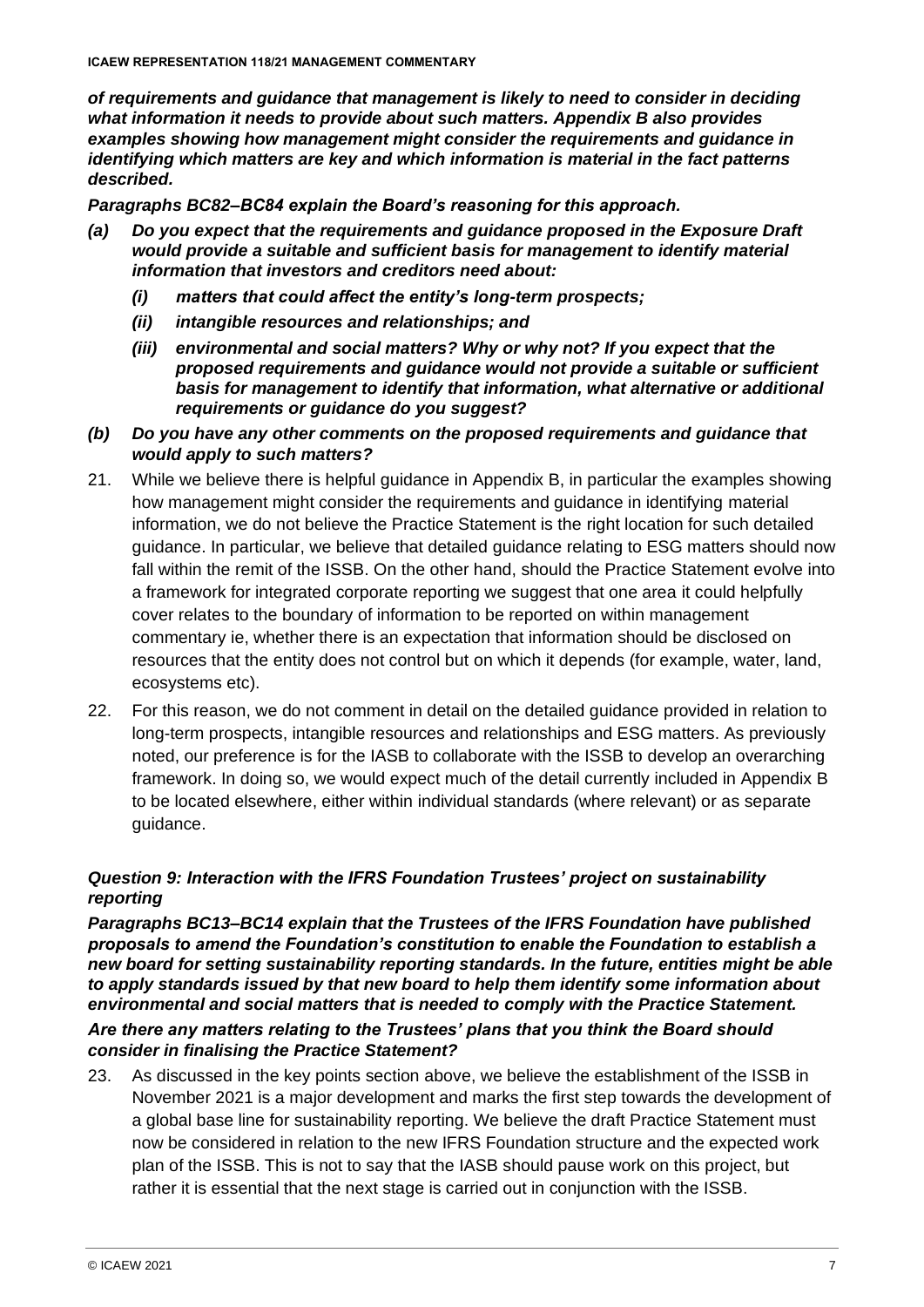***of requirements and guidance that management is likely to need to consider in deciding what information it needs to provide about such matters. Appendix B also provides examples showing how management might consider the requirements and guidance in identifying which matters are key and which information is material in the fact patterns described.***

***Paragraphs BC82–BC84 explain the Board's reasoning for this approach.***

- ***(a) Do you expect that the requirements and guidance proposed in the Exposure Draft would provide a suitable and sufficient basis for management to identify material information that investors and creditors need about:***
  - ***(i) matters that could affect the entity's long-term prospects;***
  - ***(ii) intangible resources and relationships; and***
  - ***(iii) environmental and social matters? Why or why not? If you expect that the proposed requirements and guidance would not provide a suitable or sufficient basis for management to identify that information, what alternative or additional requirements or guidance do you suggest?***
- ***(b) Do you have any other comments on the proposed requirements and guidance that would apply to such matters?***

21. While we believe there is helpful guidance in Appendix B, in particular the examples showing how management might consider the requirements and guidance in identifying material information, we do not believe the Practice Statement is the right location for such detailed guidance. In particular, we believe that detailed guidance relating to ESG matters should now fall within the remit of the ISSB. On the other hand, should the Practice Statement evolve into a framework for integrated corporate reporting we suggest that one area it could helpfully cover relates to the boundary of information to be reported on within management commentary ie, whether there is an expectation that information should be disclosed on resources that the entity does not control but on which it depends (for example, water, land, ecosystems etc).

22. For this reason, we do not comment in detail on the detailed guidance provided in relation to long-term prospects, intangible resources and relationships and ESG matters. As previously noted, our preference is for the IASB to collaborate with the ISSB to develop an overarching framework. In doing so, we would expect much of the detail currently included in Appendix B to be located elsewhere, either within individual standards (where relevant) or as separate guidance.

### *Question 9: Interaction with the IFRS Foundation Trustees' project on sustainability reporting*

***Paragraphs BC13–BC14 explain that the Trustees of the IFRS Foundation have published proposals to amend the Foundation's constitution to enable the Foundation to establish a new board for setting sustainability reporting standards. In the future, entities might be able to apply standards issued by that new board to help them identify some information about environmental and social matters that is needed to comply with the Practice Statement.***

***Are there any matters relating to the Trustees' plans that you think the Board should consider in finalising the Practice Statement?***

23. As discussed in the key points section above, we believe the establishment of the ISSB in November 2021 is a major development and marks the first step towards the development of a global base line for sustainability reporting. We believe the draft Practice Statement must now be considered in relation to the new IFRS Foundation structure and the expected work plan of the ISSB. This is not to say that the IASB should pause work on this project, but rather it is essential that the next stage is carried out in conjunction with the ISSB.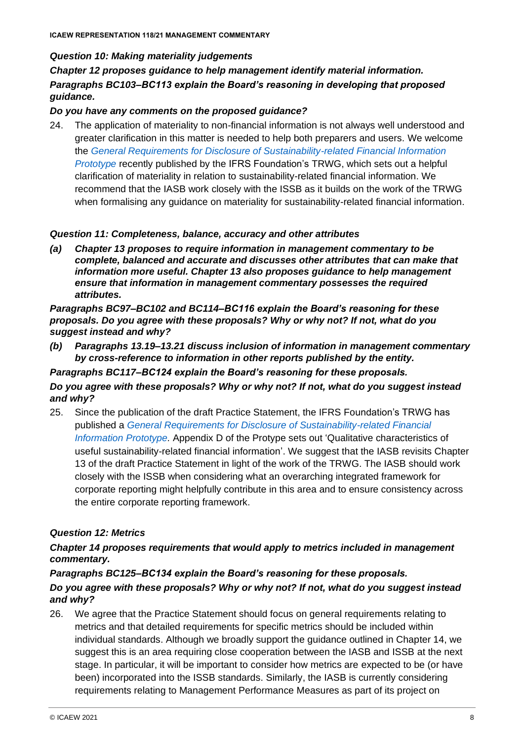### *Question 10: Making materiality judgements*

***Chapter 12 proposes guidance to help management identify material information. Paragraphs BC103–BC113 explain the Board's reasoning in developing that proposed guidance.***

***Do you have any comments on the proposed guidance?***

24. The application of materiality to non-financial information is not always well understood and greater clarification in this matter is needed to help both preparers and users. We welcome the *General Requirements for Disclosure of Sustainability-related Financial Information Prototype* recently published by the IFRS Foundation's TRWG, which sets out a helpful clarification of materiality in relation to sustainability-related financial information. We recommend that the IASB work closely with the ISSB as it builds on the work of the TRWG when formalising any guidance on materiality for sustainability-related financial information.

### *Question 11: Completeness, balance, accuracy and other attributes*

***(a) Chapter 13 proposes to require information in management commentary to be complete, balanced and accurate and discusses other attributes that can make that information more useful. Chapter 13 also proposes guidance to help management ensure that information in management commentary possesses the required attributes.***

***Paragraphs BC97–BC102 and BC114–BC116 explain the Board's reasoning for these proposals. Do you agree with these proposals? Why or why not? If not, what do you suggest instead and why?***

***(b) Paragraphs 13.19–13.21 discuss inclusion of information in management commentary by cross-reference to information in other reports published by the entity.***

***Paragraphs BC117–BC124 explain the Board's reasoning for these proposals.***

***Do you agree with these proposals? Why or why not? If not, what do you suggest instead and why?***

25. Since the publication of the draft Practice Statement, the IFRS Foundation's TRWG has published a *General Requirements for Disclosure of Sustainability-related Financial Information Prototype.* Appendix D of the Protype sets out 'Qualitative characteristics of useful sustainability-related financial information'. We suggest that the IASB revisits Chapter 13 of the draft Practice Statement in light of the work of the TRWG. The IASB should work closely with the ISSB when considering what an overarching integrated framework for corporate reporting might helpfully contribute in this area and to ensure consistency across the entire corporate reporting framework.

### *Question 12: Metrics*

***Chapter 14 proposes requirements that would apply to metrics included in management commentary.***

***Paragraphs BC125–BC134 explain the Board's reasoning for these proposals.***

***Do you agree with these proposals? Why or why not? If not, what do you suggest instead and why?***

26. We agree that the Practice Statement should focus on general requirements relating to metrics and that detailed requirements for specific metrics should be included within individual standards. Although we broadly support the guidance outlined in Chapter 14, we suggest this is an area requiring close cooperation between the IASB and ISSB at the next stage. In particular, it will be important to consider how metrics are expected to be (or have been) incorporated into the ISSB standards. Similarly, the IASB is currently considering requirements relating to Management Performance Measures as part of its project on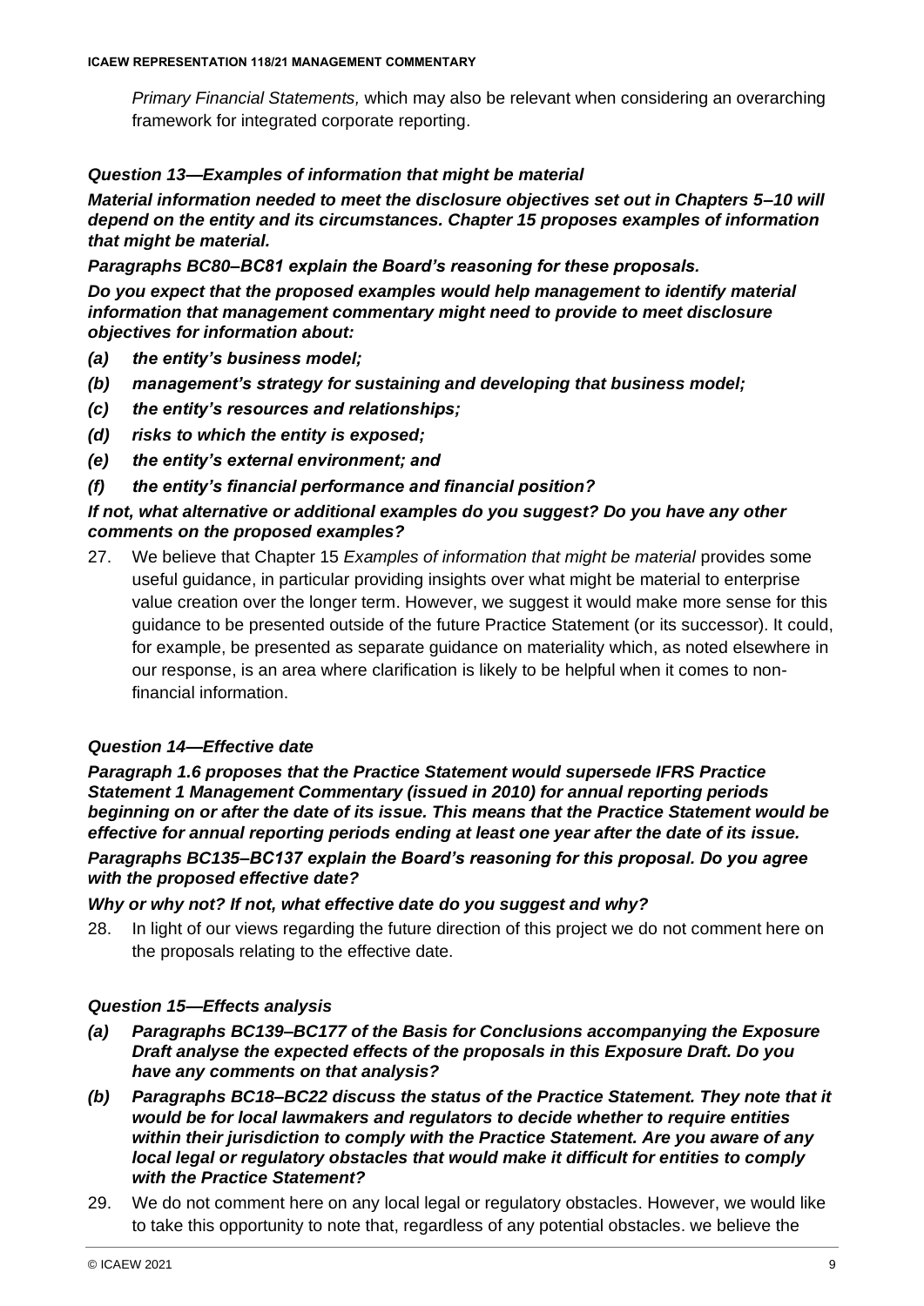*Primary Financial Statements,* which may also be relevant when considering an overarching framework for integrated corporate reporting.

***Question 13—Examples of information that might be material***

***Material information needed to meet the disclosure objectives set out in Chapters 5–10 will depend on the entity and its circumstances. Chapter 15 proposes examples of information that might be material.***

***Paragraphs BC80–BC81 explain the Board's reasoning for these proposals.***

***Do you expect that the proposed examples would help management to identify material information that management commentary might need to provide to meet disclosure objectives for information about:***

- ***(a) the entity's business model;***
- ***(b) management's strategy for sustaining and developing that business model;***
- ***(c) the entity's resources and relationships;***
- ***(d) risks to which the entity is exposed;***
- ***(e) the entity's external environment; and***
- ***(f) the entity's financial performance and financial position?***

***If not, what alternative or additional examples do you suggest? Do you have any other comments on the proposed examples?***

27. We believe that Chapter 15 *Examples of information that might be material* provides some useful guidance, in particular providing insights over what might be material to enterprise value creation over the longer term. However, we suggest it would make more sense for this guidance to be presented outside of the future Practice Statement (or its successor). It could, for example, be presented as separate guidance on materiality which, as noted elsewhere in our response, is an area where clarification is likely to be helpful when it comes to non-financial information.

***Question 14—Effective date***

***Paragraph 1.6 proposes that the Practice Statement would supersede IFRS Practice Statement 1 Management Commentary (issued in 2010) for annual reporting periods beginning on or after the date of its issue. This means that the Practice Statement would be effective for annual reporting periods ending at least one year after the date of its issue.***

***Paragraphs BC135–BC137 explain the Board's reasoning for this proposal. Do you agree with the proposed effective date?***

***Why or why not? If not, what effective date do you suggest and why?***

28. In light of our views regarding the future direction of this project we do not comment here on the proposals relating to the effective date.

***Question 15—Effects analysis***

- ***(a) Paragraphs BC139–BC177 of the Basis for Conclusions accompanying the Exposure Draft analyse the expected effects of the proposals in this Exposure Draft. Do you have any comments on that analysis?***
- ***(b) Paragraphs BC18–BC22 discuss the status of the Practice Statement. They note that it would be for local lawmakers and regulators to decide whether to require entities within their jurisdiction to comply with the Practice Statement. Are you aware of any local legal or regulatory obstacles that would make it difficult for entities to comply with the Practice Statement?***

29. We do not comment here on any local legal or regulatory obstacles. However, we would like to take this opportunity to note that, regardless of any potential obstacles. we believe the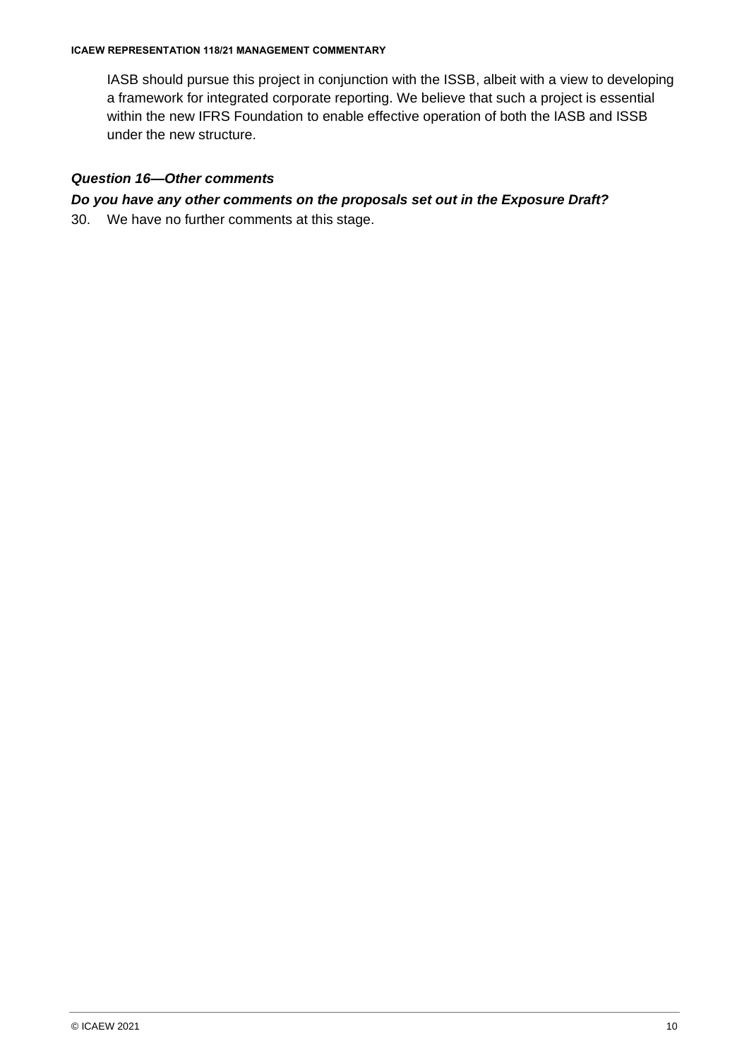IASB should pursue this project in conjunction with the ISSB, albeit with a view to developing a framework for integrated corporate reporting. We believe that such a project is essential within the new IFRS Foundation to enable effective operation of both the IASB and ISSB under the new structure.

***Question 16—Other comments***

***Do you have any other comments on the proposals set out in the Exposure Draft?***

30. We have no further comments at this stage.